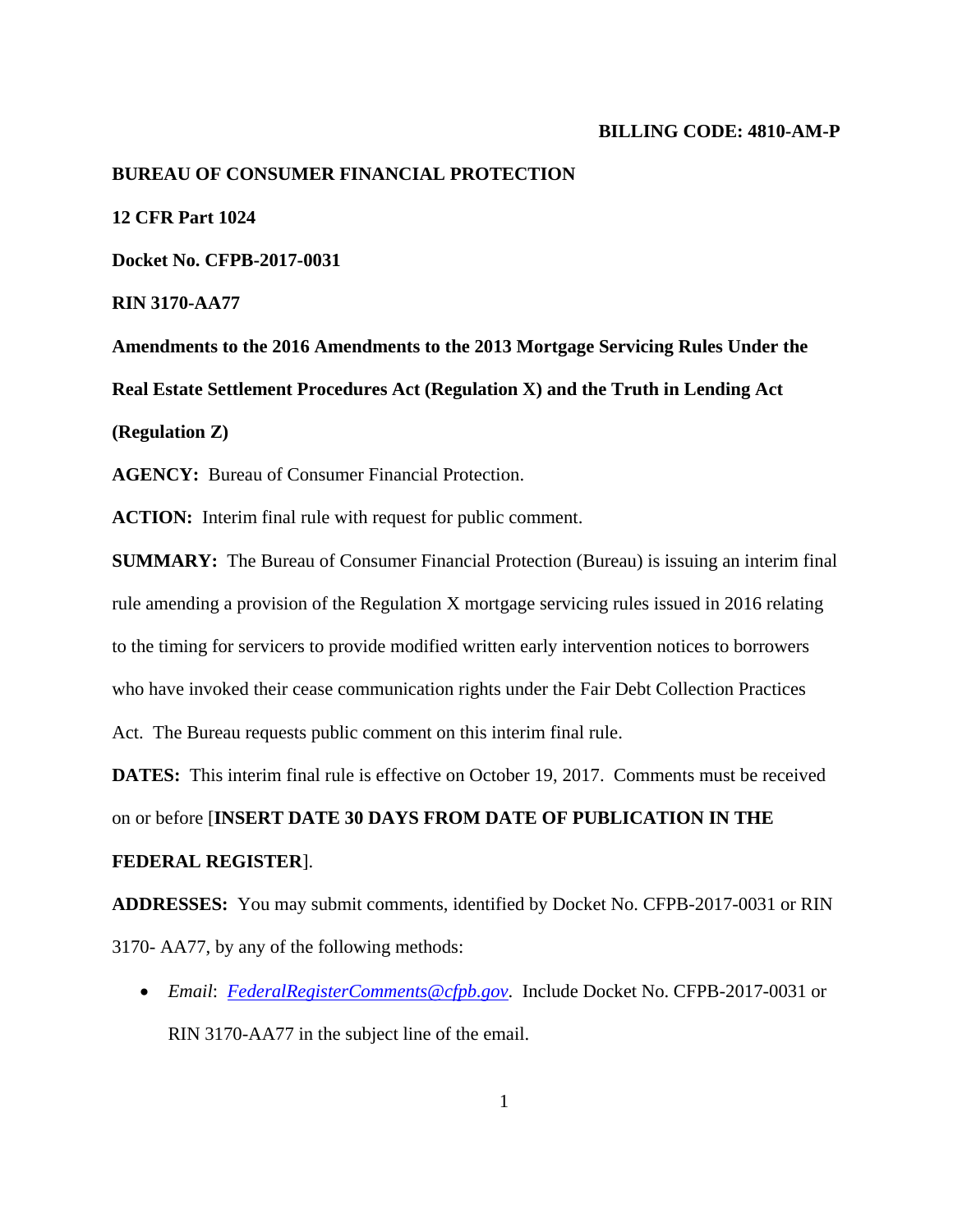**BILLING CODE: 4810-AM-P**

**BUREAU OF CONSUMER FINANCIAL PROTECTION**

**12 CFR Part 1024**

**Docket No. CFPB-2017-0031**

**RIN 3170-AA77**

**Amendments to the 2016 Amendments to the 2013 Mortgage Servicing Rules Under the Real Estate Settlement Procedures Act (Regulation X) and the Truth in Lending Act (Regulation Z)**

**AGENCY:** Bureau of Consumer Financial Protection.

**ACTION:** Interim final rule with request for public comment.

**SUMMARY:** The Bureau of Consumer Financial Protection (Bureau) is issuing an interim final rule amending a provision of the Regulation X mortgage servicing rules issued in 2016 relating to the timing for servicers to provide modified written early intervention notices to borrowers who have invoked their cease communication rights under the Fair Debt Collection Practices Act. The Bureau requests public comment on this interim final rule.

**DATES:** This interim final rule is effective on October 19, 2017. Comments must be received on or before [**INSERT DATE 30 DAYS FROM DATE OF PUBLICATION IN THE FEDERAL REGISTER**].

**ADDRESSES:** You may submit comments, identified by Docket No. CFPB-2017-0031 or RIN 3170- AA77, by any of the following methods:

- *Email*: *FederalRegisterComments@cfpb.gov*. Include Docket No. CFPB-2017-0031 or RIN 3170-AA77 in the subject line of the email.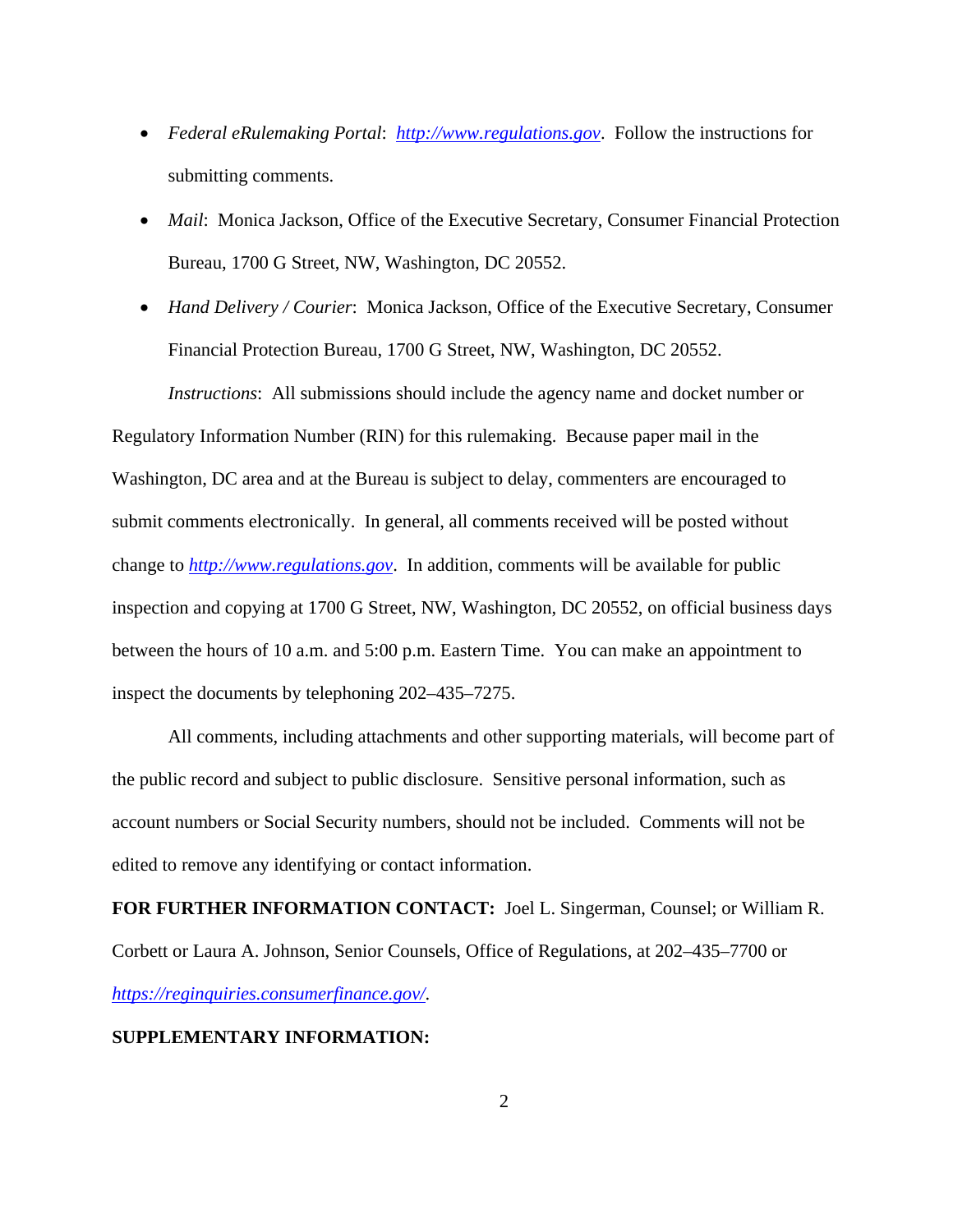- *Federal eRulemaking Portal*: http://www.regulations.gov. Follow the instructions for submitting comments.
- *Mail*: Monica Jackson, Office of the Executive Secretary, Consumer Financial Protection Bureau, 1700 G Street, NW, Washington, DC 20552.
- *Hand Delivery / Courier*: Monica Jackson, Office of the Executive Secretary, Consumer Financial Protection Bureau, 1700 G Street, NW, Washington, DC 20552.

*Instructions*: All submissions should include the agency name and docket number or Regulatory Information Number (RIN) for this rulemaking. Because paper mail in the Washington, DC area and at the Bureau is subject to delay, commenters are encouraged to submit comments electronically. In general, all comments received will be posted without change to *http://www.regulations.gov*. In addition, comments will be available for public inspection and copying at 1700 G Street, NW, Washington, DC 20552, on official business days between the hours of 10 a.m. and 5:00 p.m. Eastern Time. You can make an appointment to inspect the documents by telephoning 202–435–7275.

All comments, including attachments and other supporting materials, will become part of the public record and subject to public disclosure. Sensitive personal information, such as account numbers or Social Security numbers, should not be included. Comments will not be edited to remove any identifying or contact information.

**FOR FURTHER INFORMATION CONTACT:** Joel L. Singerman, Counsel; or William R. Corbett or Laura A. Johnson, Senior Counsels, Office of Regulations, at 202–435–7700 or *https://reginquiries.consumerfinance.gov/*.

**SUPPLEMENTARY INFORMATION:**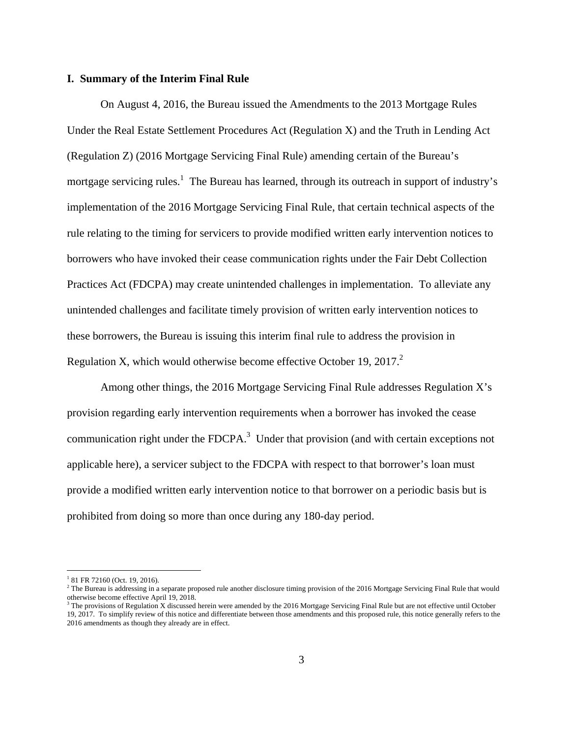## I. Summary of the Interim Final Rule

On August 4, 2016, the Bureau issued the Amendments to the 2013 Mortgage Rules Under the Real Estate Settlement Procedures Act (Regulation X) and the Truth in Lending Act (Regulation Z) (2016 Mortgage Servicing Final Rule) amending certain of the Bureau's mortgage servicing rules.[1] The Bureau has learned, through its outreach in support of industry's implementation of the 2016 Mortgage Servicing Final Rule, that certain technical aspects of the rule relating to the timing for servicers to provide modified written early intervention notices to borrowers who have invoked their cease communication rights under the Fair Debt Collection Practices Act (FDCPA) may create unintended challenges in implementation. To alleviate any unintended challenges and facilitate timely provision of written early intervention notices to these borrowers, the Bureau is issuing this interim final rule to address the provision in Regulation X, which would otherwise become effective October 19, 2017.[2]

Among other things, the 2016 Mortgage Servicing Final Rule addresses Regulation X's provision regarding early intervention requirements when a borrower has invoked the cease communication right under the FDCPA.[3] Under that provision (and with certain exceptions not applicable here), a servicer subject to the FDCPA with respect to that borrower's loan must provide a modified written early intervention notice to that borrower on a periodic basis but is prohibited from doing so more than once during any 180-day period.

---

[1] 81 FR 72160 (Oct. 19, 2016).

[2] The Bureau is addressing in a separate proposed rule another disclosure timing provision of the 2016 Mortgage Servicing Final Rule that would otherwise become effective April 19, 2018.

[3] The provisions of Regulation X discussed herein were amended by the 2016 Mortgage Servicing Final Rule but are not effective until October 19, 2017. To simplify review of this notice and differentiate between those amendments and this proposed rule, this notice generally refers to the 2016 amendments as though they already are in effect.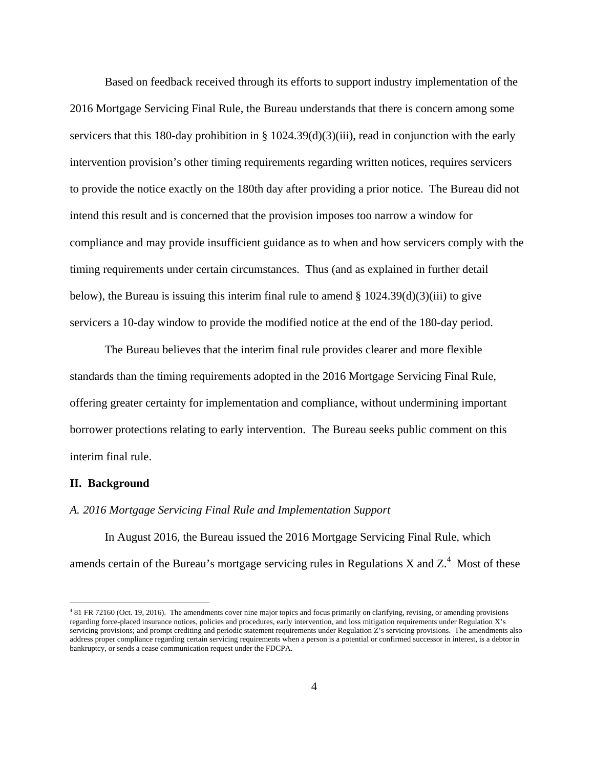Based on feedback received through its efforts to support industry implementation of the 2016 Mortgage Servicing Final Rule, the Bureau understands that there is concern among some servicers that this 180-day prohibition in § 1024.39(d)(3)(iii), read in conjunction with the early intervention provision's other timing requirements regarding written notices, requires servicers to provide the notice exactly on the 180th day after providing a prior notice. The Bureau did not intend this result and is concerned that the provision imposes too narrow a window for compliance and may provide insufficient guidance as to when and how servicers comply with the timing requirements under certain circumstances. Thus (and as explained in further detail below), the Bureau is issuing this interim final rule to amend § 1024.39(d)(3)(iii) to give servicers a 10-day window to provide the modified notice at the end of the 180-day period.

The Bureau believes that the interim final rule provides clearer and more flexible standards than the timing requirements adopted in the 2016 Mortgage Servicing Final Rule, offering greater certainty for implementation and compliance, without undermining important borrower protections relating to early intervention. The Bureau seeks public comment on this interim final rule.

## II. Background

### *A. 2016 Mortgage Servicing Final Rule and Implementation Support*

In August 2016, the Bureau issued the 2016 Mortgage Servicing Final Rule, which amends certain of the Bureau's mortgage servicing rules in Regulations X and Z.[4] Most of these

[4] 81 FR 72160 (Oct. 19, 2016). The amendments cover nine major topics and focus primarily on clarifying, revising, or amending provisions regarding force-placed insurance notices, policies and procedures, early intervention, and loss mitigation requirements under Regulation X's servicing provisions; and prompt crediting and periodic statement requirements under Regulation Z's servicing provisions. The amendments also address proper compliance regarding certain servicing requirements when a person is a potential or confirmed successor in interest, is a debtor in bankruptcy, or sends a cease communication request under the FDCPA.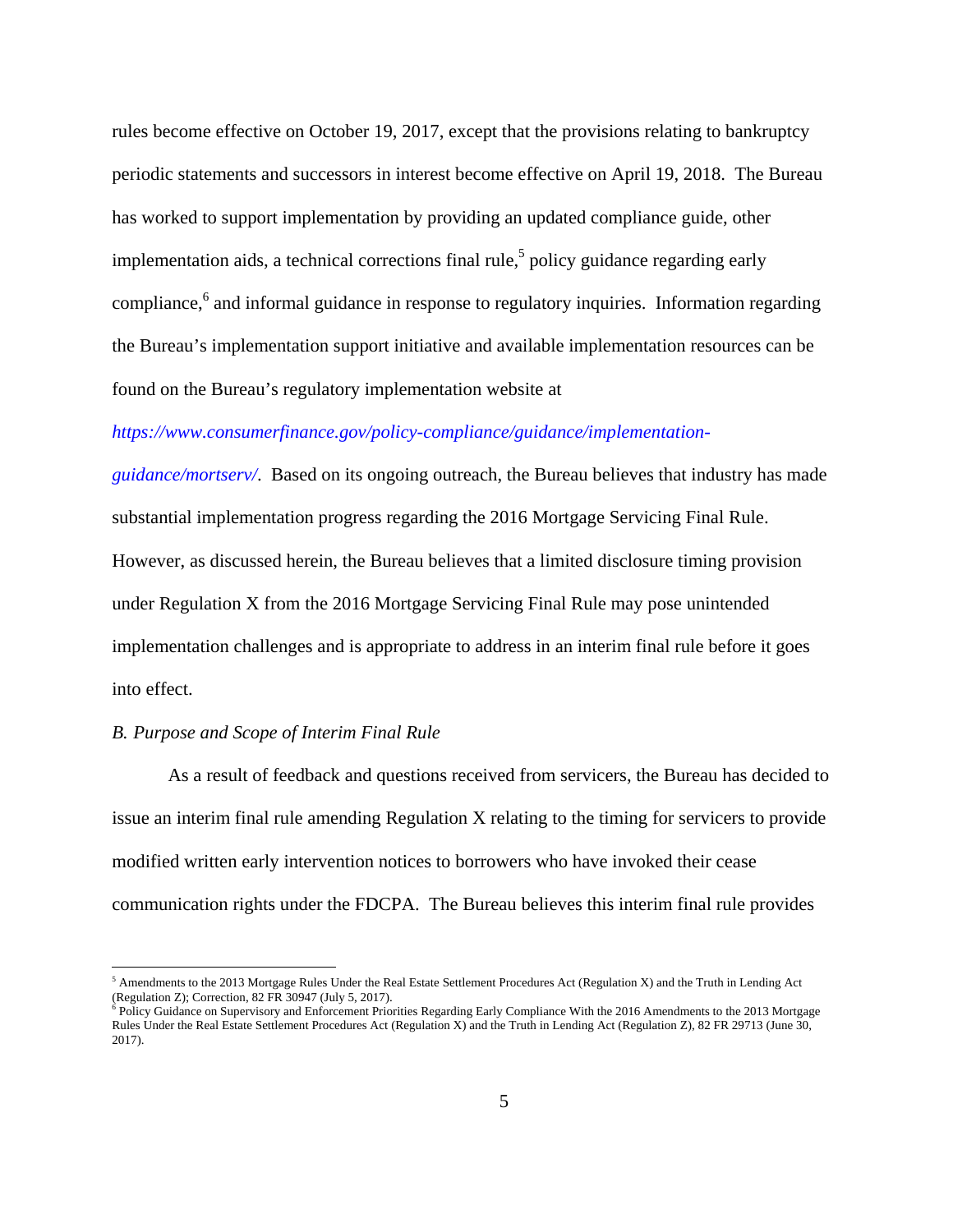rules become effective on October 19, 2017, except that the provisions relating to bankruptcy periodic statements and successors in interest become effective on April 19, 2018. The Bureau has worked to support implementation by providing an updated compliance guide, other implementation aids, a technical corrections final rule,[5] policy guidance regarding early compliance,[6] and informal guidance in response to regulatory inquiries. Information regarding the Bureau's implementation support initiative and available implementation resources can be found on the Bureau's regulatory implementation website at *https://www.consumerfinance.gov/policy-compliance/guidance/implementation-guidance/mortserv/*. Based on its ongoing outreach, the Bureau believes that industry has made substantial implementation progress regarding the 2016 Mortgage Servicing Final Rule. However, as discussed herein, the Bureau believes that a limited disclosure timing provision under Regulation X from the 2016 Mortgage Servicing Final Rule may pose unintended implementation challenges and is appropriate to address in an interim final rule before it goes into effect.

*B. Purpose and Scope of Interim Final Rule*

As a result of feedback and questions received from servicers, the Bureau has decided to issue an interim final rule amending Regulation X relating to the timing for servicers to provide modified written early intervention notices to borrowers who have invoked their cease communication rights under the FDCPA. The Bureau believes this interim final rule provides

---

[5] Amendments to the 2013 Mortgage Rules Under the Real Estate Settlement Procedures Act (Regulation X) and the Truth in Lending Act (Regulation Z); Correction, 82 FR 30947 (July 5, 2017).

[6] Policy Guidance on Supervisory and Enforcement Priorities Regarding Early Compliance With the 2016 Amendments to the 2013 Mortgage Rules Under the Real Estate Settlement Procedures Act (Regulation X) and the Truth in Lending Act (Regulation Z), 82 FR 29713 (June 30, 2017).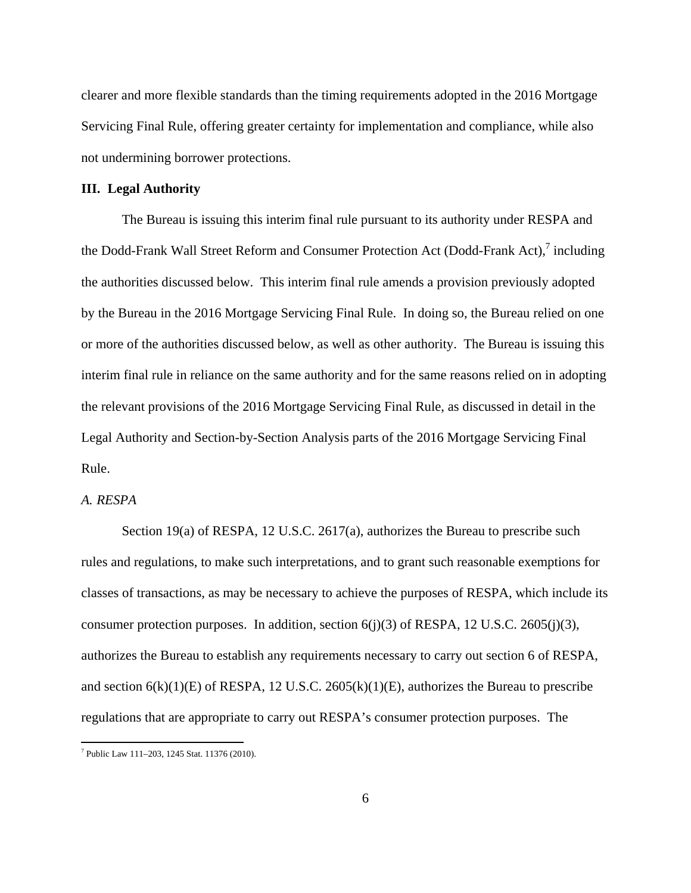clearer and more flexible standards than the timing requirements adopted in the 2016 Mortgage Servicing Final Rule, offering greater certainty for implementation and compliance, while also not undermining borrower protections.

## III. Legal Authority

The Bureau is issuing this interim final rule pursuant to its authority under RESPA and the Dodd-Frank Wall Street Reform and Consumer Protection Act (Dodd-Frank Act),[7] including the authorities discussed below. This interim final rule amends a provision previously adopted by the Bureau in the 2016 Mortgage Servicing Final Rule. In doing so, the Bureau relied on one or more of the authorities discussed below, as well as other authority. The Bureau is issuing this interim final rule in reliance on the same authority and for the same reasons relied on in adopting the relevant provisions of the 2016 Mortgage Servicing Final Rule, as discussed in detail in the Legal Authority and Section-by-Section Analysis parts of the 2016 Mortgage Servicing Final Rule.

### *A. RESPA*

Section 19(a) of RESPA, 12 U.S.C. 2617(a), authorizes the Bureau to prescribe such rules and regulations, to make such interpretations, and to grant such reasonable exemptions for classes of transactions, as may be necessary to achieve the purposes of RESPA, which include its consumer protection purposes. In addition, section 6(j)(3) of RESPA, 12 U.S.C. 2605(j)(3), authorizes the Bureau to establish any requirements necessary to carry out section 6 of RESPA, and section 6(k)(1)(E) of RESPA, 12 U.S.C. 2605(k)(1)(E), authorizes the Bureau to prescribe regulations that are appropriate to carry out RESPA's consumer protection purposes. The

[7] Public Law 111–203, 1245 Stat. 11376 (2010).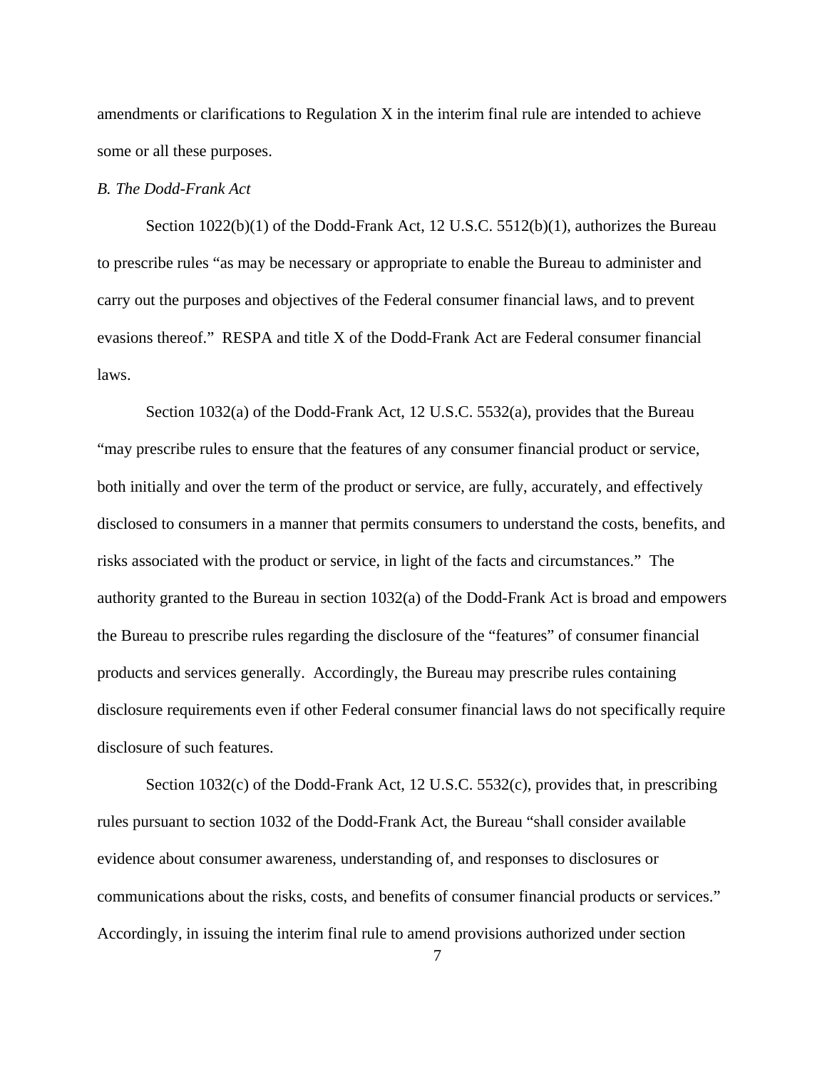amendments or clarifications to Regulation X in the interim final rule are intended to achieve some or all these purposes.

*B. The Dodd-Frank Act*

Section 1022(b)(1) of the Dodd-Frank Act, 12 U.S.C. 5512(b)(1), authorizes the Bureau to prescribe rules "as may be necessary or appropriate to enable the Bureau to administer and carry out the purposes and objectives of the Federal consumer financial laws, and to prevent evasions thereof." RESPA and title X of the Dodd-Frank Act are Federal consumer financial laws.

Section 1032(a) of the Dodd-Frank Act, 12 U.S.C. 5532(a), provides that the Bureau "may prescribe rules to ensure that the features of any consumer financial product or service, both initially and over the term of the product or service, are fully, accurately, and effectively disclosed to consumers in a manner that permits consumers to understand the costs, benefits, and risks associated with the product or service, in light of the facts and circumstances." The authority granted to the Bureau in section 1032(a) of the Dodd-Frank Act is broad and empowers the Bureau to prescribe rules regarding the disclosure of the "features" of consumer financial products and services generally. Accordingly, the Bureau may prescribe rules containing disclosure requirements even if other Federal consumer financial laws do not specifically require disclosure of such features.

Section 1032(c) of the Dodd-Frank Act, 12 U.S.C. 5532(c), provides that, in prescribing rules pursuant to section 1032 of the Dodd-Frank Act, the Bureau "shall consider available evidence about consumer awareness, understanding of, and responses to disclosures or communications about the risks, costs, and benefits of consumer financial products or services." Accordingly, in issuing the interim final rule to amend provisions authorized under section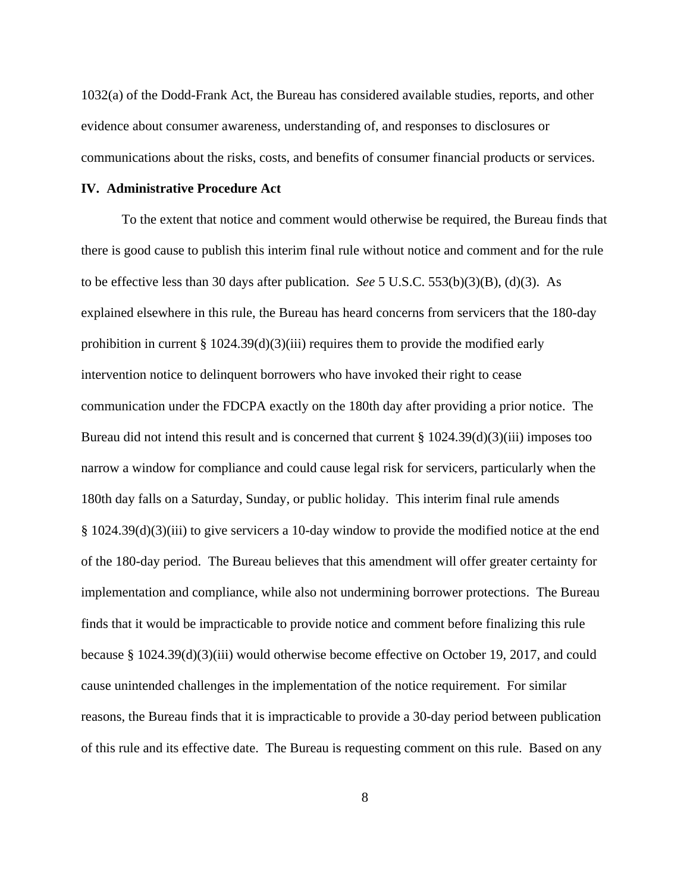1032(a) of the Dodd-Frank Act, the Bureau has considered available studies, reports, and other evidence about consumer awareness, understanding of, and responses to disclosures or communications about the risks, costs, and benefits of consumer financial products or services.

**IV. Administrative Procedure Act**

To the extent that notice and comment would otherwise be required, the Bureau finds that there is good cause to publish this interim final rule without notice and comment and for the rule to be effective less than 30 days after publication. *See* 5 U.S.C. 553(b)(3)(B), (d)(3). As explained elsewhere in this rule, the Bureau has heard concerns from servicers that the 180-day prohibition in current § 1024.39(d)(3)(iii) requires them to provide the modified early intervention notice to delinquent borrowers who have invoked their right to cease communication under the FDCPA exactly on the 180th day after providing a prior notice. The Bureau did not intend this result and is concerned that current § 1024.39(d)(3)(iii) imposes too narrow a window for compliance and could cause legal risk for servicers, particularly when the 180th day falls on a Saturday, Sunday, or public holiday. This interim final rule amends § 1024.39(d)(3)(iii) to give servicers a 10-day window to provide the modified notice at the end of the 180-day period. The Bureau believes that this amendment will offer greater certainty for implementation and compliance, while also not undermining borrower protections. The Bureau finds that it would be impracticable to provide notice and comment before finalizing this rule because § 1024.39(d)(3)(iii) would otherwise become effective on October 19, 2017, and could cause unintended challenges in the implementation of the notice requirement. For similar reasons, the Bureau finds that it is impracticable to provide a 30-day period between publication of this rule and its effective date. The Bureau is requesting comment on this rule. Based on any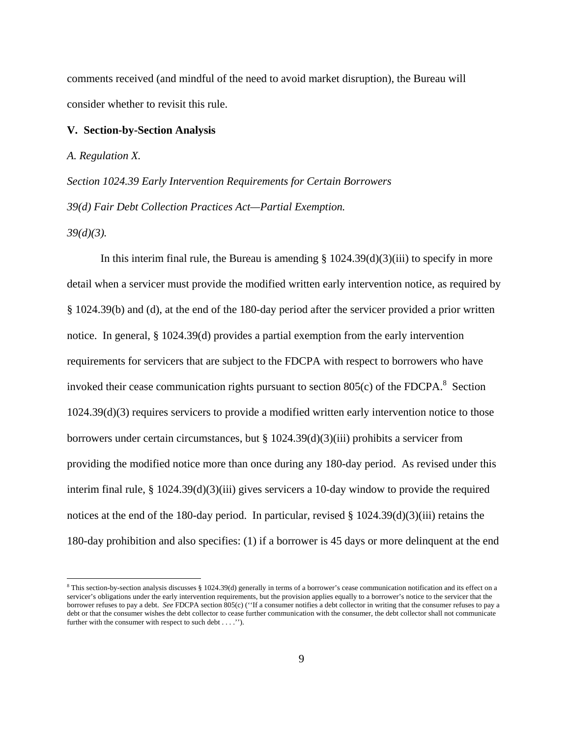comments received (and mindful of the need to avoid market disruption), the Bureau will consider whether to revisit this rule.

## V. Section-by-Section Analysis

*A. Regulation X.*

*Section 1024.39 Early Intervention Requirements for Certain Borrowers*

*39(d) Fair Debt Collection Practices Act—Partial Exemption.*

*39(d)(3).*

In this interim final rule, the Bureau is amending § 1024.39(d)(3)(iii) to specify in more detail when a servicer must provide the modified written early intervention notice, as required by § 1024.39(b) and (d), at the end of the 180-day period after the servicer provided a prior written notice. In general, § 1024.39(d) provides a partial exemption from the early intervention requirements for servicers that are subject to the FDCPA with respect to borrowers who have invoked their cease communication rights pursuant to section 805(c) of the FDCPA.[8] Section 1024.39(d)(3) requires servicers to provide a modified written early intervention notice to those borrowers under certain circumstances, but § 1024.39(d)(3)(iii) prohibits a servicer from providing the modified notice more than once during any 180-day period. As revised under this interim final rule, § 1024.39(d)(3)(iii) gives servicers a 10-day window to provide the required notices at the end of the 180-day period. In particular, revised § 1024.39(d)(3)(iii) retains the 180-day prohibition and also specifies: (1) if a borrower is 45 days or more delinquent at the end

[8] This section-by-section analysis discusses § 1024.39(d) generally in terms of a borrower's cease communication notification and its effect on a servicer's obligations under the early intervention requirements, but the provision applies equally to a borrower's notice to the servicer that the borrower refuses to pay a debt. *See* FDCPA section 805(c) (''If a consumer notifies a debt collector in writing that the consumer refuses to pay a debt or that the consumer wishes the debt collector to cease further communication with the consumer, the debt collector shall not communicate further with the consumer with respect to such debt . . . .'').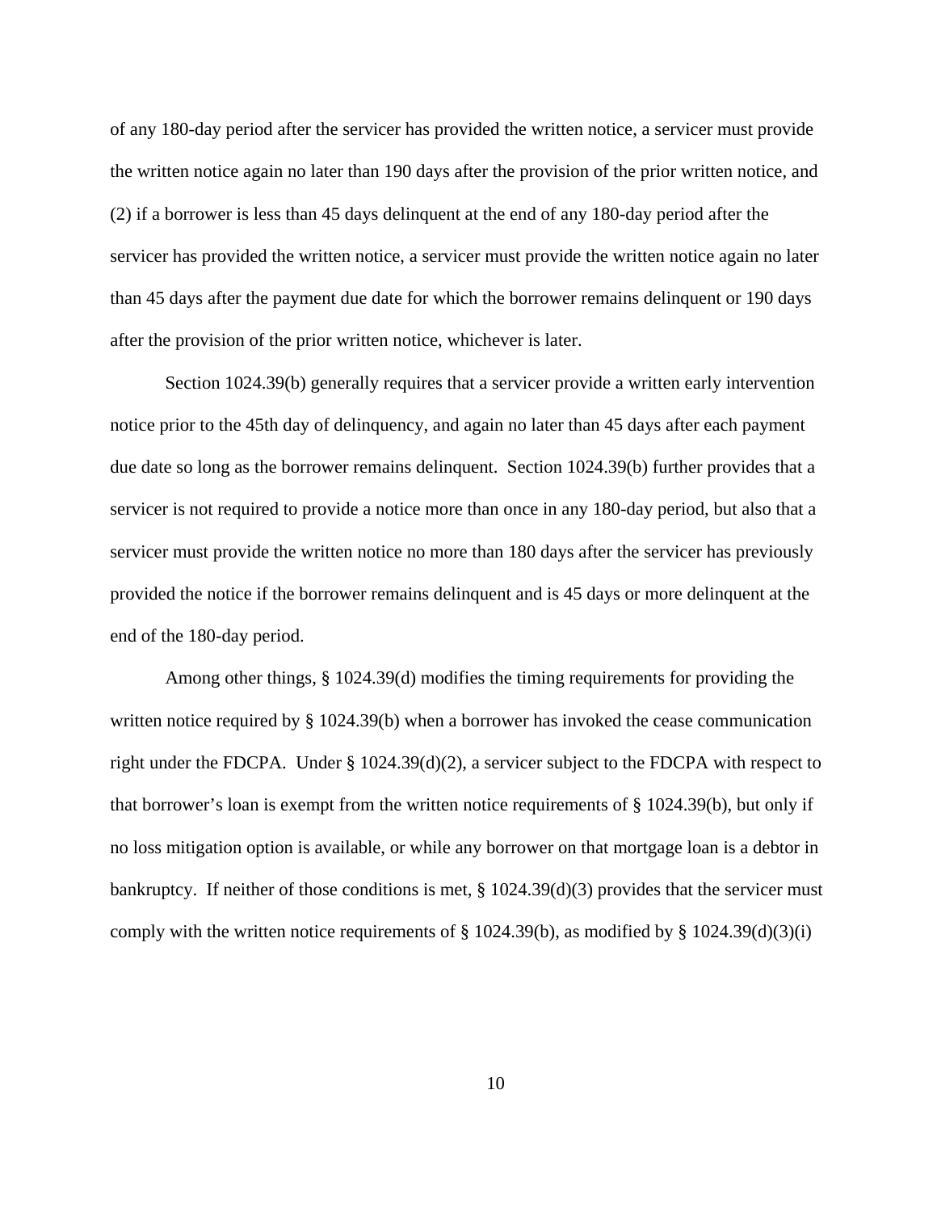of any 180-day period after the servicer has provided the written notice, a servicer must provide the written notice again no later than 190 days after the provision of the prior written notice, and (2) if a borrower is less than 45 days delinquent at the end of any 180-day period after the servicer has provided the written notice, a servicer must provide the written notice again no later than 45 days after the payment due date for which the borrower remains delinquent or 190 days after the provision of the prior written notice, whichever is later.

Section 1024.39(b) generally requires that a servicer provide a written early intervention notice prior to the 45th day of delinquency, and again no later than 45 days after each payment due date so long as the borrower remains delinquent. Section 1024.39(b) further provides that a servicer is not required to provide a notice more than once in any 180-day period, but also that a servicer must provide the written notice no more than 180 days after the servicer has previously provided the notice if the borrower remains delinquent and is 45 days or more delinquent at the end of the 180-day period.

Among other things, § 1024.39(d) modifies the timing requirements for providing the written notice required by § 1024.39(b) when a borrower has invoked the cease communication right under the FDCPA. Under § 1024.39(d)(2), a servicer subject to the FDCPA with respect to that borrower's loan is exempt from the written notice requirements of § 1024.39(b), but only if no loss mitigation option is available, or while any borrower on that mortgage loan is a debtor in bankruptcy. If neither of those conditions is met, § 1024.39(d)(3) provides that the servicer must comply with the written notice requirements of § 1024.39(b), as modified by § 1024.39(d)(3)(i)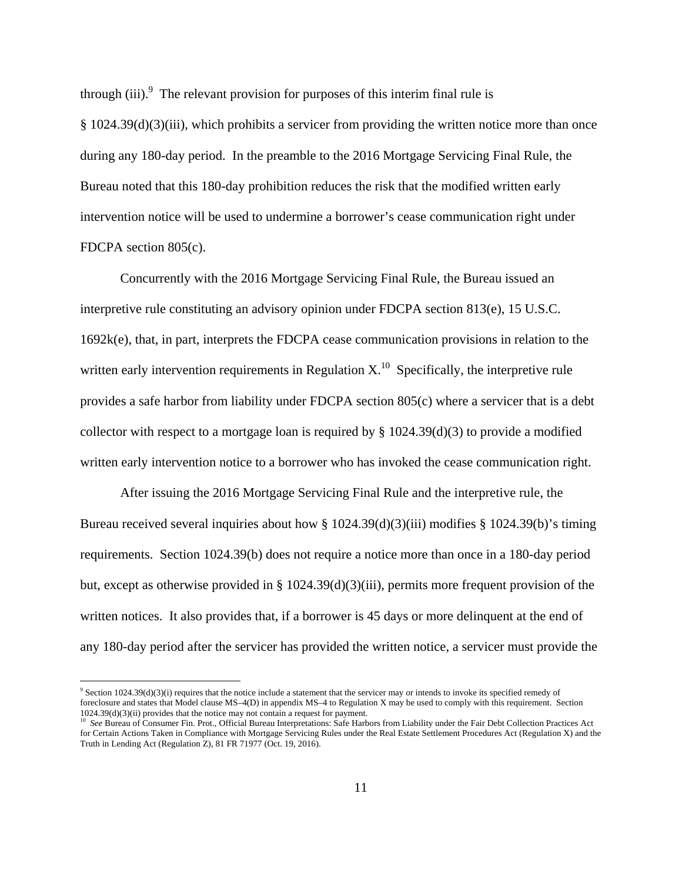through (iii).[9] The relevant provision for purposes of this interim final rule is § 1024.39(d)(3)(iii), which prohibits a servicer from providing the written notice more than once during any 180-day period. In the preamble to the 2016 Mortgage Servicing Final Rule, the Bureau noted that this 180-day prohibition reduces the risk that the modified written early intervention notice will be used to undermine a borrower's cease communication right under FDCPA section 805(c).

Concurrently with the 2016 Mortgage Servicing Final Rule, the Bureau issued an interpretive rule constituting an advisory opinion under FDCPA section 813(e), 15 U.S.C. 1692k(e), that, in part, interprets the FDCPA cease communication provisions in relation to the written early intervention requirements in Regulation X.[10] Specifically, the interpretive rule provides a safe harbor from liability under FDCPA section 805(c) where a servicer that is a debt collector with respect to a mortgage loan is required by § 1024.39(d)(3) to provide a modified written early intervention notice to a borrower who has invoked the cease communication right.

After issuing the 2016 Mortgage Servicing Final Rule and the interpretive rule, the Bureau received several inquiries about how § 1024.39(d)(3)(iii) modifies § 1024.39(b)'s timing requirements. Section 1024.39(b) does not require a notice more than once in a 180-day period but, except as otherwise provided in § 1024.39(d)(3)(iii), permits more frequent provision of the written notices. It also provides that, if a borrower is 45 days or more delinquent at the end of any 180-day period after the servicer has provided the written notice, a servicer must provide the

[9] Section 1024.39(d)(3)(i) requires that the notice include a statement that the servicer may or intends to invoke its specified remedy of foreclosure and states that Model clause MS–4(D) in appendix MS–4 to Regulation X may be used to comply with this requirement. Section 1024.39(d)(3)(ii) provides that the notice may not contain a request for payment.

[10] *See* Bureau of Consumer Fin. Prot., Official Bureau Interpretations: Safe Harbors from Liability under the Fair Debt Collection Practices Act for Certain Actions Taken in Compliance with Mortgage Servicing Rules under the Real Estate Settlement Procedures Act (Regulation X) and the Truth in Lending Act (Regulation Z), 81 FR 71977 (Oct. 19, 2016).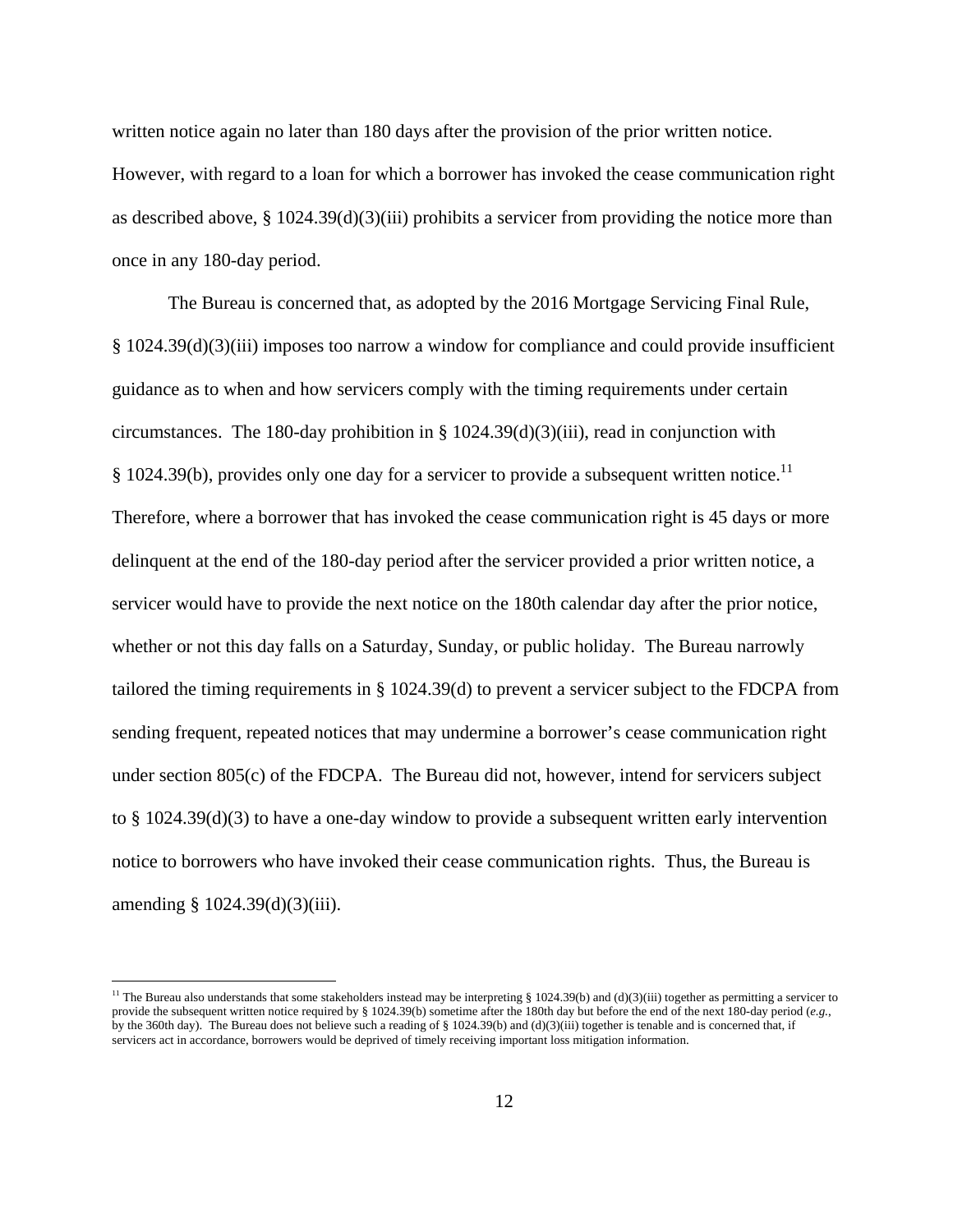written notice again no later than 180 days after the provision of the prior written notice. However, with regard to a loan for which a borrower has invoked the cease communication right as described above, § 1024.39(d)(3)(iii) prohibits a servicer from providing the notice more than once in any 180-day period.

The Bureau is concerned that, as adopted by the 2016 Mortgage Servicing Final Rule, § 1024.39(d)(3)(iii) imposes too narrow a window for compliance and could provide insufficient guidance as to when and how servicers comply with the timing requirements under certain circumstances. The 180-day prohibition in § 1024.39(d)(3)(iii), read in conjunction with § 1024.39(b), provides only one day for a servicer to provide a subsequent written notice.[11] Therefore, where a borrower that has invoked the cease communication right is 45 days or more delinquent at the end of the 180-day period after the servicer provided a prior written notice, a servicer would have to provide the next notice on the 180th calendar day after the prior notice, whether or not this day falls on a Saturday, Sunday, or public holiday. The Bureau narrowly tailored the timing requirements in § 1024.39(d) to prevent a servicer subject to the FDCPA from sending frequent, repeated notices that may undermine a borrower's cease communication right under section 805(c) of the FDCPA. The Bureau did not, however, intend for servicers subject to § 1024.39(d)(3) to have a one-day window to provide a subsequent written early intervention notice to borrowers who have invoked their cease communication rights. Thus, the Bureau is amending § 1024.39(d)(3)(iii).

[11] The Bureau also understands that some stakeholders instead may be interpreting § 1024.39(b) and (d)(3)(iii) together as permitting a servicer to provide the subsequent written notice required by § 1024.39(b) sometime after the 180th day but before the end of the next 180-day period (*e.g.*, by the 360th day). The Bureau does not believe such a reading of § 1024.39(b) and (d)(3)(iii) together is tenable and is concerned that, if servicers act in accordance, borrowers would be deprived of timely receiving important loss mitigation information.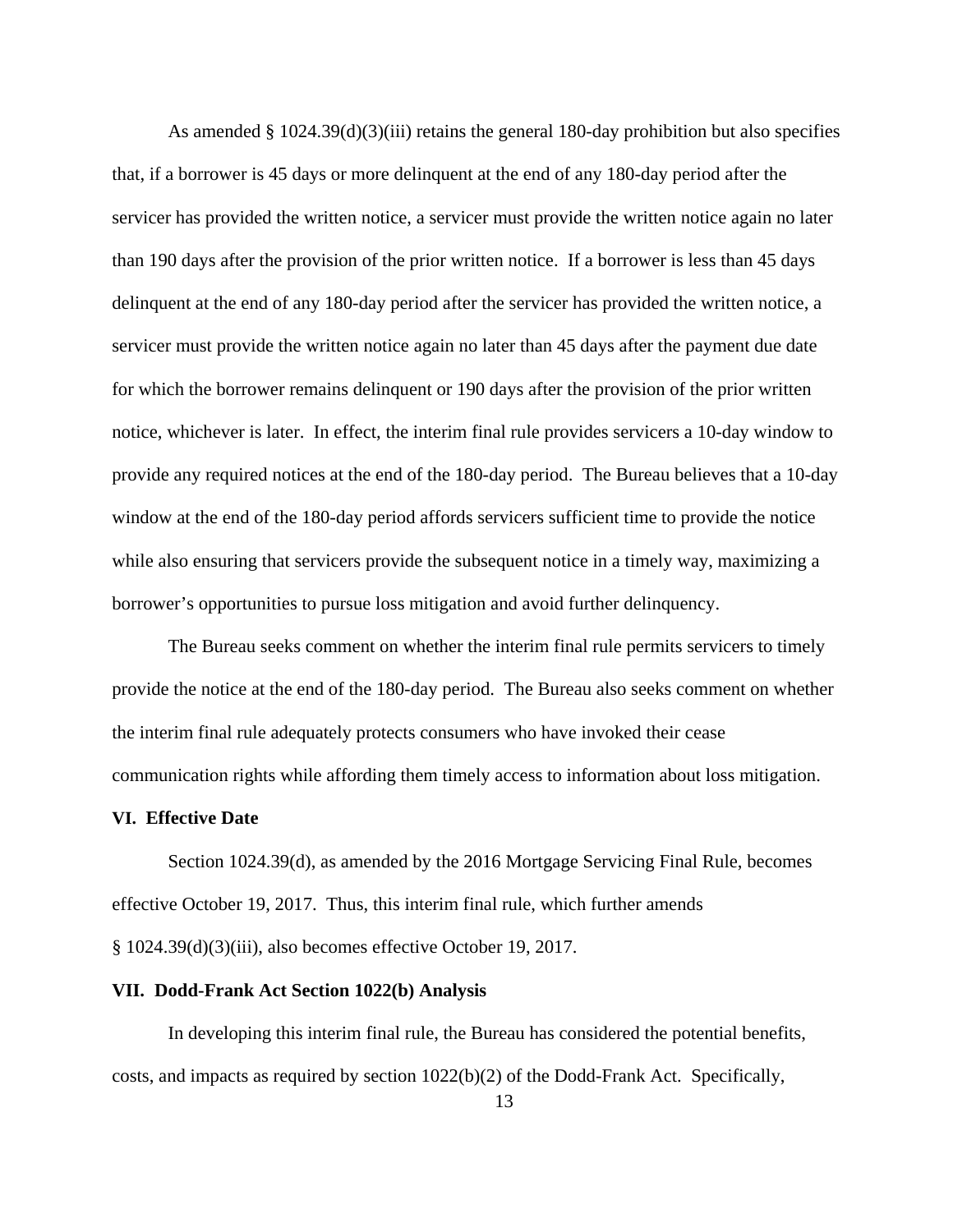As amended § 1024.39(d)(3)(iii) retains the general 180-day prohibition but also specifies that, if a borrower is 45 days or more delinquent at the end of any 180-day period after the servicer has provided the written notice, a servicer must provide the written notice again no later than 190 days after the provision of the prior written notice. If a borrower is less than 45 days delinquent at the end of any 180-day period after the servicer has provided the written notice, a servicer must provide the written notice again no later than 45 days after the payment due date for which the borrower remains delinquent or 190 days after the provision of the prior written notice, whichever is later. In effect, the interim final rule provides servicers a 10-day window to provide any required notices at the end of the 180-day period. The Bureau believes that a 10-day window at the end of the 180-day period affords servicers sufficient time to provide the notice while also ensuring that servicers provide the subsequent notice in a timely way, maximizing a borrower's opportunities to pursue loss mitigation and avoid further delinquency.

The Bureau seeks comment on whether the interim final rule permits servicers to timely provide the notice at the end of the 180-day period. The Bureau also seeks comment on whether the interim final rule adequately protects consumers who have invoked their cease communication rights while affording them timely access to information about loss mitigation.

## VI. Effective Date

Section 1024.39(d), as amended by the 2016 Mortgage Servicing Final Rule, becomes effective October 19, 2017. Thus, this interim final rule, which further amends § 1024.39(d)(3)(iii), also becomes effective October 19, 2017.

## VII. Dodd-Frank Act Section 1022(b) Analysis

In developing this interim final rule, the Bureau has considered the potential benefits, costs, and impacts as required by section 1022(b)(2) of the Dodd-Frank Act. Specifically,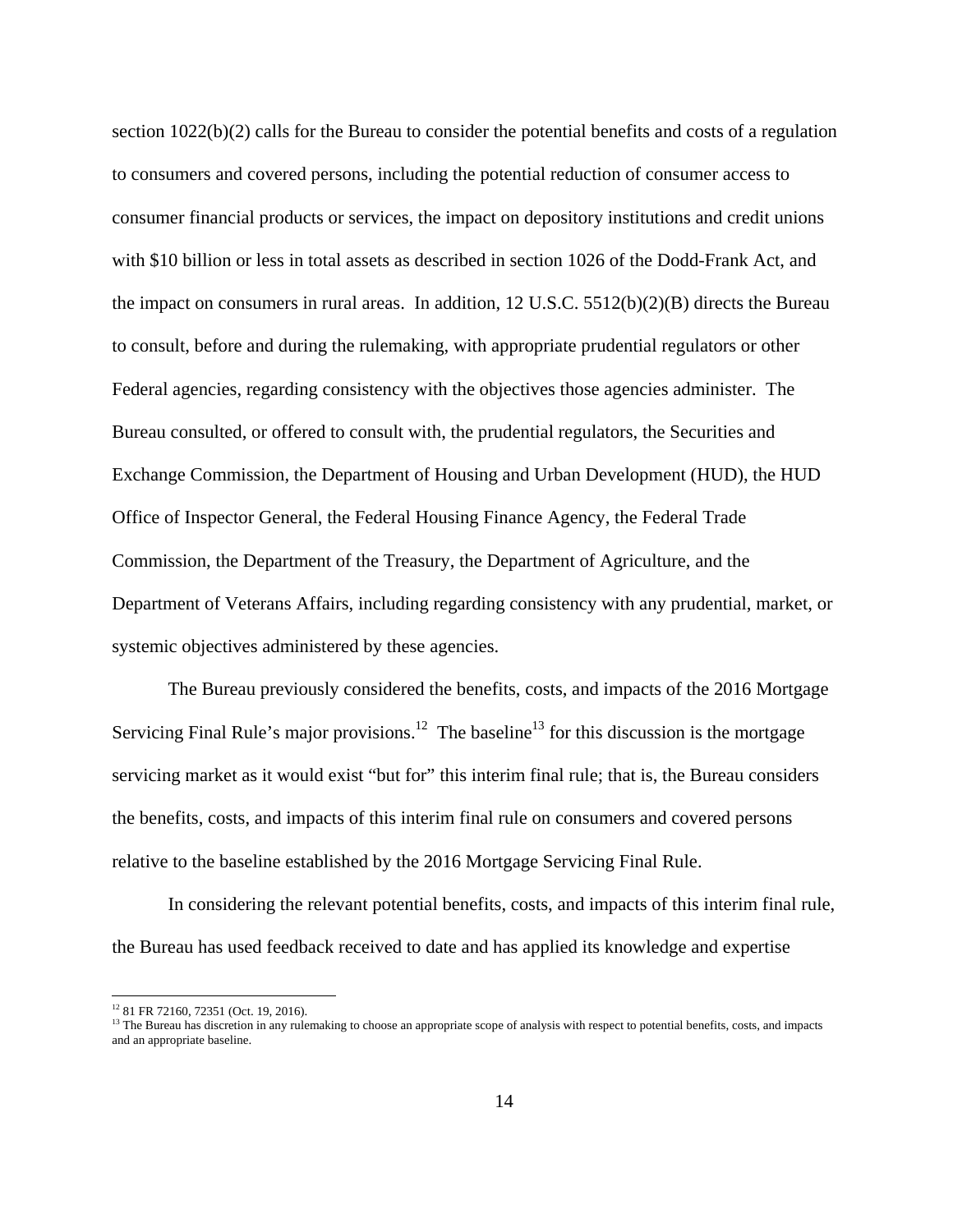section 1022(b)(2) calls for the Bureau to consider the potential benefits and costs of a regulation to consumers and covered persons, including the potential reduction of consumer access to consumer financial products or services, the impact on depository institutions and credit unions with $10 billion or less in total assets as described in section 1026 of the Dodd-Frank Act, and the impact on consumers in rural areas. In addition, 12 U.S.C. 5512(b)(2)(B) directs the Bureau to consult, before and during the rulemaking, with appropriate prudential regulators or other Federal agencies, regarding consistency with the objectives those agencies administer. The Bureau consulted, or offered to consult with, the prudential regulators, the Securities and Exchange Commission, the Department of Housing and Urban Development (HUD), the HUD Office of Inspector General, the Federal Housing Finance Agency, the Federal Trade Commission, the Department of the Treasury, the Department of Agriculture, and the Department of Veterans Affairs, including regarding consistency with any prudential, market, or systemic objectives administered by these agencies.

The Bureau previously considered the benefits, costs, and impacts of the 2016 Mortgage Servicing Final Rule's major provisions.[12] The baseline[13] for this discussion is the mortgage servicing market as it would exist "but for" this interim final rule; that is, the Bureau considers the benefits, costs, and impacts of this interim final rule on consumers and covered persons relative to the baseline established by the 2016 Mortgage Servicing Final Rule.

In considering the relevant potential benefits, costs, and impacts of this interim final rule, the Bureau has used feedback received to date and has applied its knowledge and expertise

[12] 81 FR 72160, 72351 (Oct. 19, 2016).

[13] The Bureau has discretion in any rulemaking to choose an appropriate scope of analysis with respect to potential benefits, costs, and impacts and an appropriate baseline.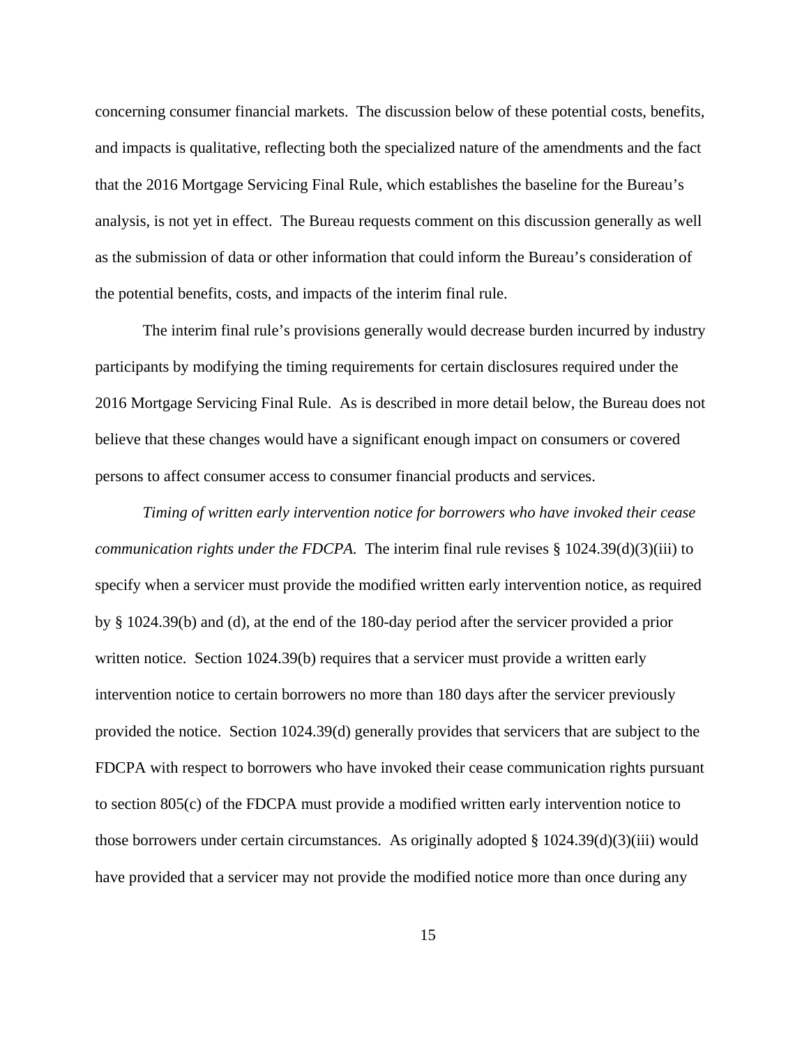concerning consumer financial markets. The discussion below of these potential costs, benefits, and impacts is qualitative, reflecting both the specialized nature of the amendments and the fact that the 2016 Mortgage Servicing Final Rule, which establishes the baseline for the Bureau's analysis, is not yet in effect. The Bureau requests comment on this discussion generally as well as the submission of data or other information that could inform the Bureau's consideration of the potential benefits, costs, and impacts of the interim final rule.

The interim final rule's provisions generally would decrease burden incurred by industry participants by modifying the timing requirements for certain disclosures required under the 2016 Mortgage Servicing Final Rule. As is described in more detail below, the Bureau does not believe that these changes would have a significant enough impact on consumers or covered persons to affect consumer access to consumer financial products and services.

*Timing of written early intervention notice for borrowers who have invoked their cease communication rights under the FDCPA.* The interim final rule revises § 1024.39(d)(3)(iii) to specify when a servicer must provide the modified written early intervention notice, as required by § 1024.39(b) and (d), at the end of the 180-day period after the servicer provided a prior written notice. Section 1024.39(b) requires that a servicer must provide a written early intervention notice to certain borrowers no more than 180 days after the servicer previously provided the notice. Section 1024.39(d) generally provides that servicers that are subject to the FDCPA with respect to borrowers who have invoked their cease communication rights pursuant to section 805(c) of the FDCPA must provide a modified written early intervention notice to those borrowers under certain circumstances. As originally adopted § 1024.39(d)(3)(iii) would have provided that a servicer may not provide the modified notice more than once during any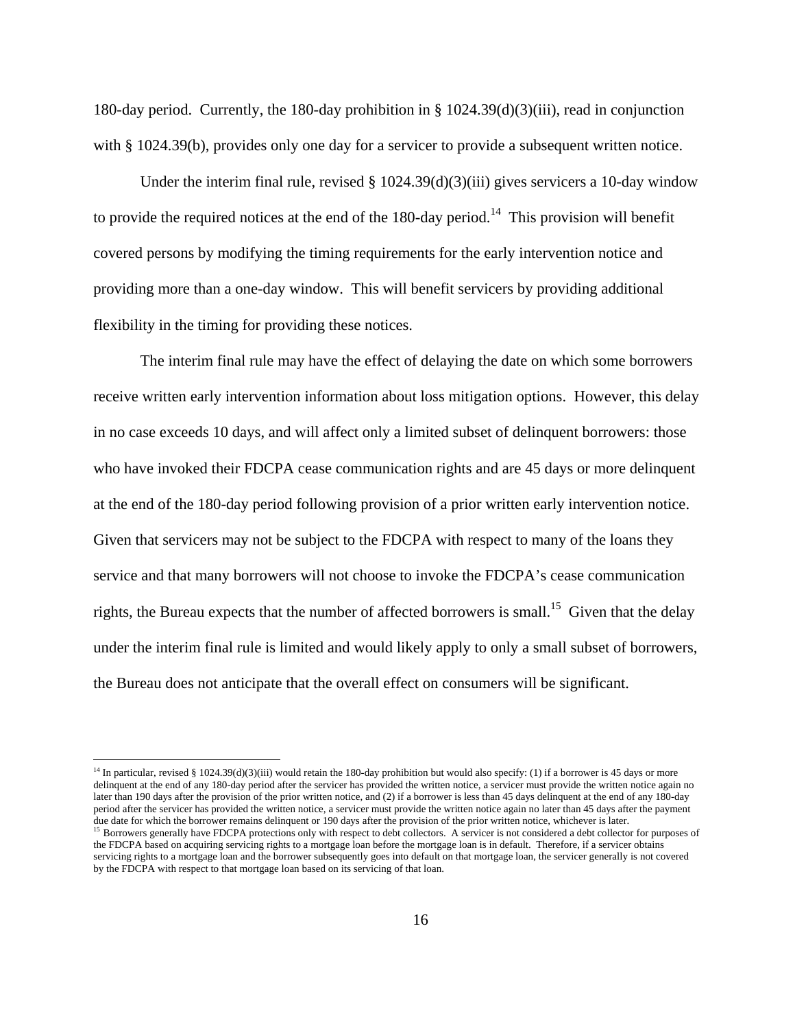180-day period. Currently, the 180-day prohibition in § 1024.39(d)(3)(iii), read in conjunction with § 1024.39(b), provides only one day for a servicer to provide a subsequent written notice.

Under the interim final rule, revised § 1024.39(d)(3)(iii) gives servicers a 10-day window to provide the required notices at the end of the 180-day period.[14] This provision will benefit covered persons by modifying the timing requirements for the early intervention notice and providing more than a one-day window. This will benefit servicers by providing additional flexibility in the timing for providing these notices.

The interim final rule may have the effect of delaying the date on which some borrowers receive written early intervention information about loss mitigation options. However, this delay in no case exceeds 10 days, and will affect only a limited subset of delinquent borrowers: those who have invoked their FDCPA cease communication rights and are 45 days or more delinquent at the end of the 180-day period following provision of a prior written early intervention notice. Given that servicers may not be subject to the FDCPA with respect to many of the loans they service and that many borrowers will not choose to invoke the FDCPA's cease communication rights, the Bureau expects that the number of affected borrowers is small.[15] Given that the delay under the interim final rule is limited and would likely apply to only a small subset of borrowers, the Bureau does not anticipate that the overall effect on consumers will be significant.

---

[14] In particular, revised § 1024.39(d)(3)(iii) would retain the 180-day prohibition but would also specify: (1) if a borrower is 45 days or more delinquent at the end of any 180-day period after the servicer has provided the written notice, a servicer must provide the written notice again no later than 190 days after the provision of the prior written notice, and (2) if a borrower is less than 45 days delinquent at the end of any 180-day period after the servicer has provided the written notice, a servicer must provide the written notice again no later than 45 days after the payment due date for which the borrower remains delinquent or 190 days after the provision of the prior written notice, whichever is later.

[15] Borrowers generally have FDCPA protections only with respect to debt collectors. A servicer is not considered a debt collector for purposes of the FDCPA based on acquiring servicing rights to a mortgage loan before the mortgage loan is in default. Therefore, if a servicer obtains servicing rights to a mortgage loan and the borrower subsequently goes into default on that mortgage loan, the servicer generally is not covered by the FDCPA with respect to that mortgage loan based on its servicing of that loan.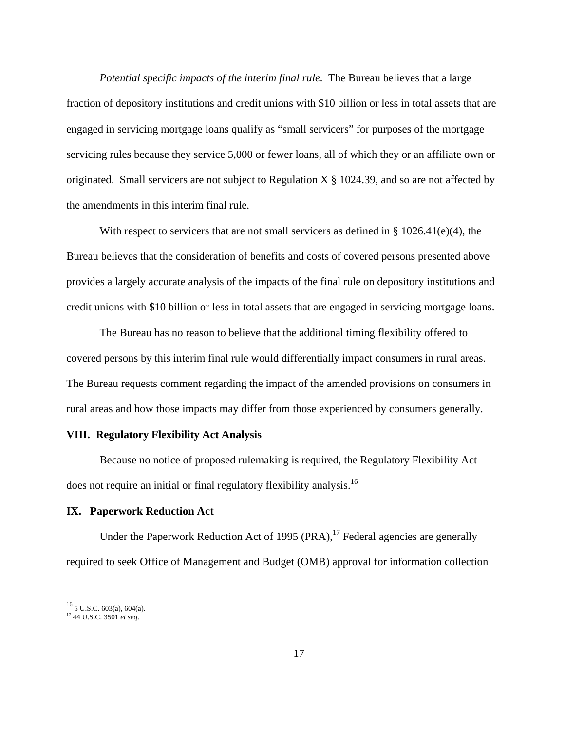*Potential specific impacts of the interim final rule.* The Bureau believes that a large fraction of depository institutions and credit unions with $10 billion or less in total assets that are engaged in servicing mortgage loans qualify as "small servicers" for purposes of the mortgage servicing rules because they service 5,000 or fewer loans, all of which they or an affiliate own or originated. Small servicers are not subject to Regulation X § 1024.39, and so are not affected by the amendments in this interim final rule.

With respect to servicers that are not small servicers as defined in § 1026.41(e)(4), the Bureau believes that the consideration of benefits and costs of covered persons presented above provides a largely accurate analysis of the impacts of the final rule on depository institutions and credit unions with $10 billion or less in total assets that are engaged in servicing mortgage loans.

The Bureau has no reason to believe that the additional timing flexibility offered to covered persons by this interim final rule would differentially impact consumers in rural areas. The Bureau requests comment regarding the impact of the amended provisions on consumers in rural areas and how those impacts may differ from those experienced by consumers generally.

## VIII. Regulatory Flexibility Act Analysis

Because no notice of proposed rulemaking is required, the Regulatory Flexibility Act does not require an initial or final regulatory flexibility analysis.[16]

## IX. Paperwork Reduction Act

Under the Paperwork Reduction Act of 1995 (PRA),[17] Federal agencies are generally required to seek Office of Management and Budget (OMB) approval for information collection

---

[16] 5 U.S.C. 603(a), 604(a).

[17] 44 U.S.C. 3501 *et seq*.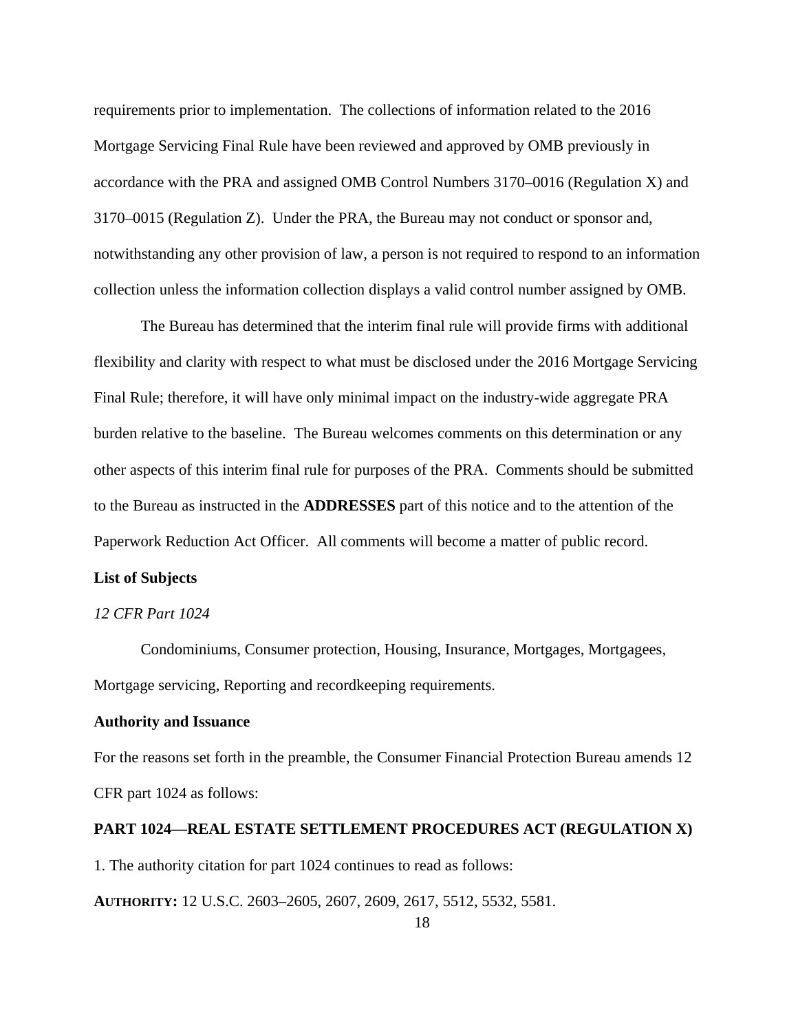requirements prior to implementation. The collections of information related to the 2016 Mortgage Servicing Final Rule have been reviewed and approved by OMB previously in accordance with the PRA and assigned OMB Control Numbers 3170–0016 (Regulation X) and 3170–0015 (Regulation Z). Under the PRA, the Bureau may not conduct or sponsor and, notwithstanding any other provision of law, a person is not required to respond to an information collection unless the information collection displays a valid control number assigned by OMB.

The Bureau has determined that the interim final rule will provide firms with additional flexibility and clarity with respect to what must be disclosed under the 2016 Mortgage Servicing Final Rule; therefore, it will have only minimal impact on the industry-wide aggregate PRA burden relative to the baseline. The Bureau welcomes comments on this determination or any other aspects of this interim final rule for purposes of the PRA. Comments should be submitted to the Bureau as instructed in the **ADDRESSES** part of this notice and to the attention of the Paperwork Reduction Act Officer. All comments will become a matter of public record.

**List of Subjects**

*12 CFR Part 1024*

Condominiums, Consumer protection, Housing, Insurance, Mortgages, Mortgagees, Mortgage servicing, Reporting and recordkeeping requirements.

**Authority and Issuance**

For the reasons set forth in the preamble, the Consumer Financial Protection Bureau amends 12 CFR part 1024 as follows:

**PART 1024—REAL ESTATE SETTLEMENT PROCEDURES ACT (REGULATION X)**

1. The authority citation for part 1024 continues to read as follows:

**AUTHORITY:** 12 U.S.C. 2603–2605, 2607, 2609, 2617, 5512, 5532, 5581.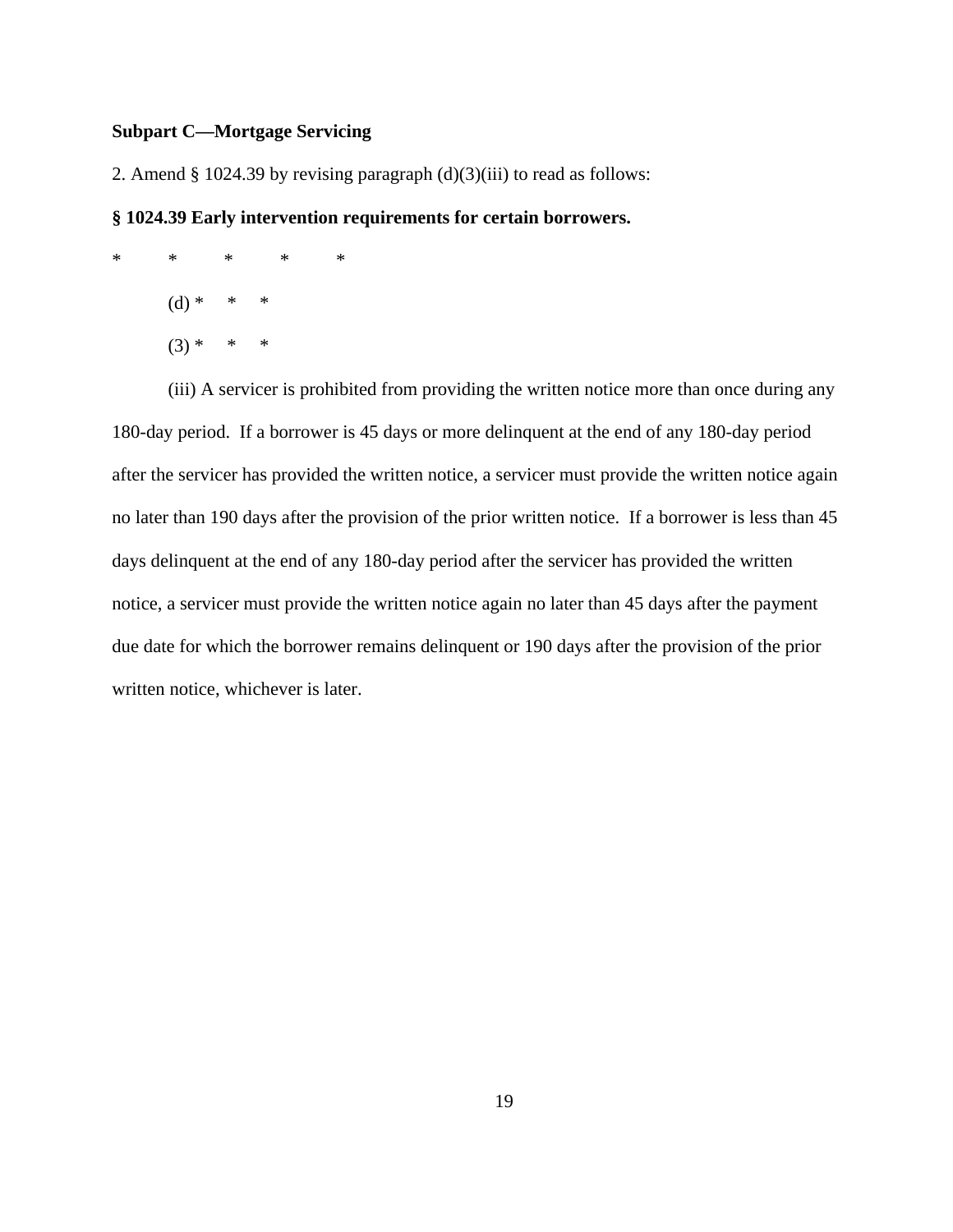**Subpart C—Mortgage Servicing**

2. Amend § 1024.39 by revising paragraph (d)(3)(iii) to read as follows:

**§ 1024.39 Early intervention requirements for certain borrowers.**

\*     \*     \*     \*     \*

(d) \*     \*     \*

(3) \*     \*     \*

(iii) A servicer is prohibited from providing the written notice more than once during any 180-day period. If a borrower is 45 days or more delinquent at the end of any 180-day period after the servicer has provided the written notice, a servicer must provide the written notice again no later than 190 days after the provision of the prior written notice. If a borrower is less than 45 days delinquent at the end of any 180-day period after the servicer has provided the written notice, a servicer must provide the written notice again no later than 45 days after the payment due date for which the borrower remains delinquent or 190 days after the provision of the prior written notice, whichever is later.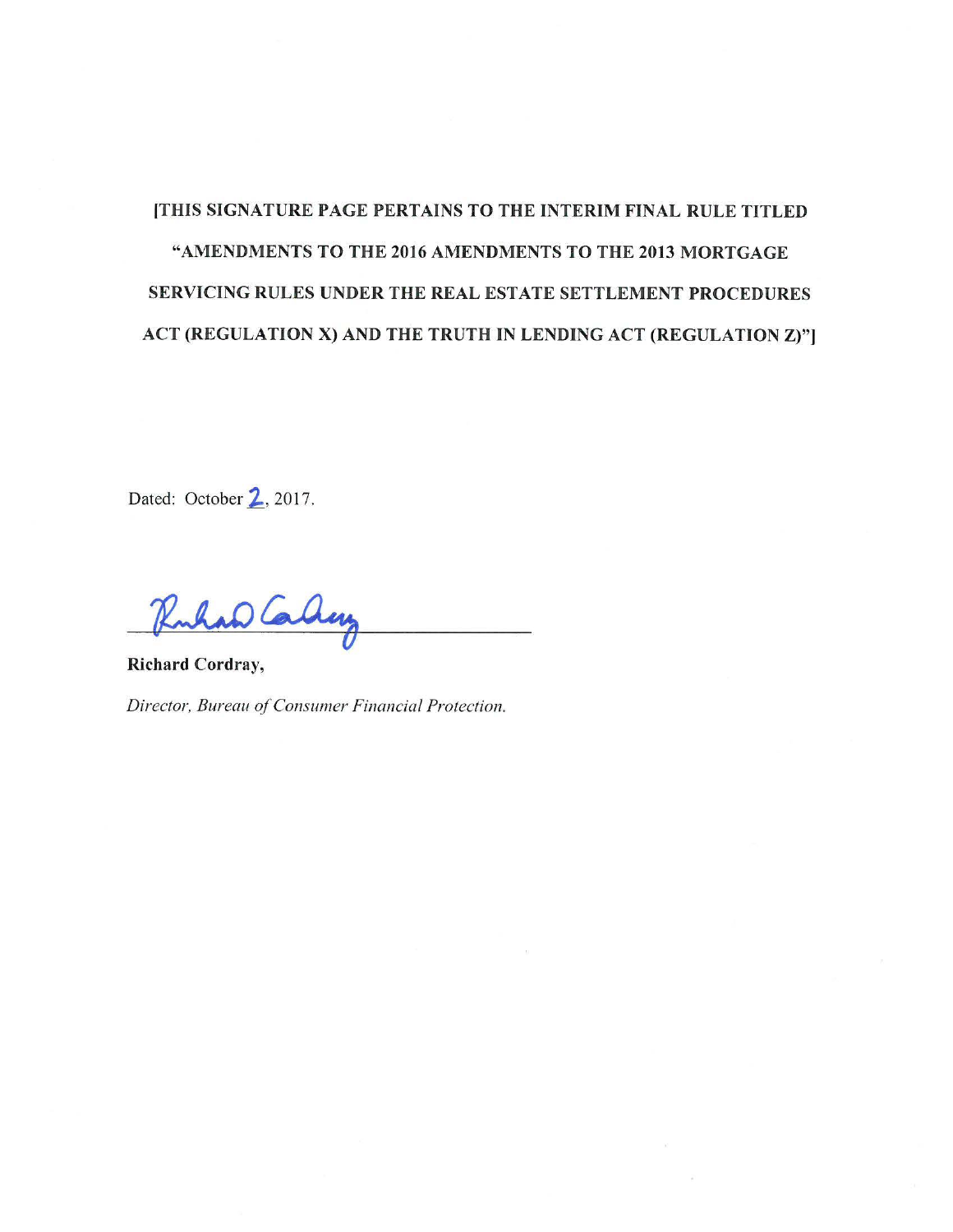[THIS SIGNATURE PAGE PERTAINS TO THE INTERIM FINAL RULE TITLED "AMENDMENTS TO THE 2016 AMENDMENTS TO THE 2013 MORTGAGE SERVICING RULES UNDER THE REAL ESTATE SETTLEMENT PROCEDURES ACT (REGULATION X) AND THE TRUTH IN LENDING ACT (REGULATION Z)"]

Dated: October 2, 2017.

**Richard Cordray,**

*Director, Bureau of Consumer Financial Protection.*